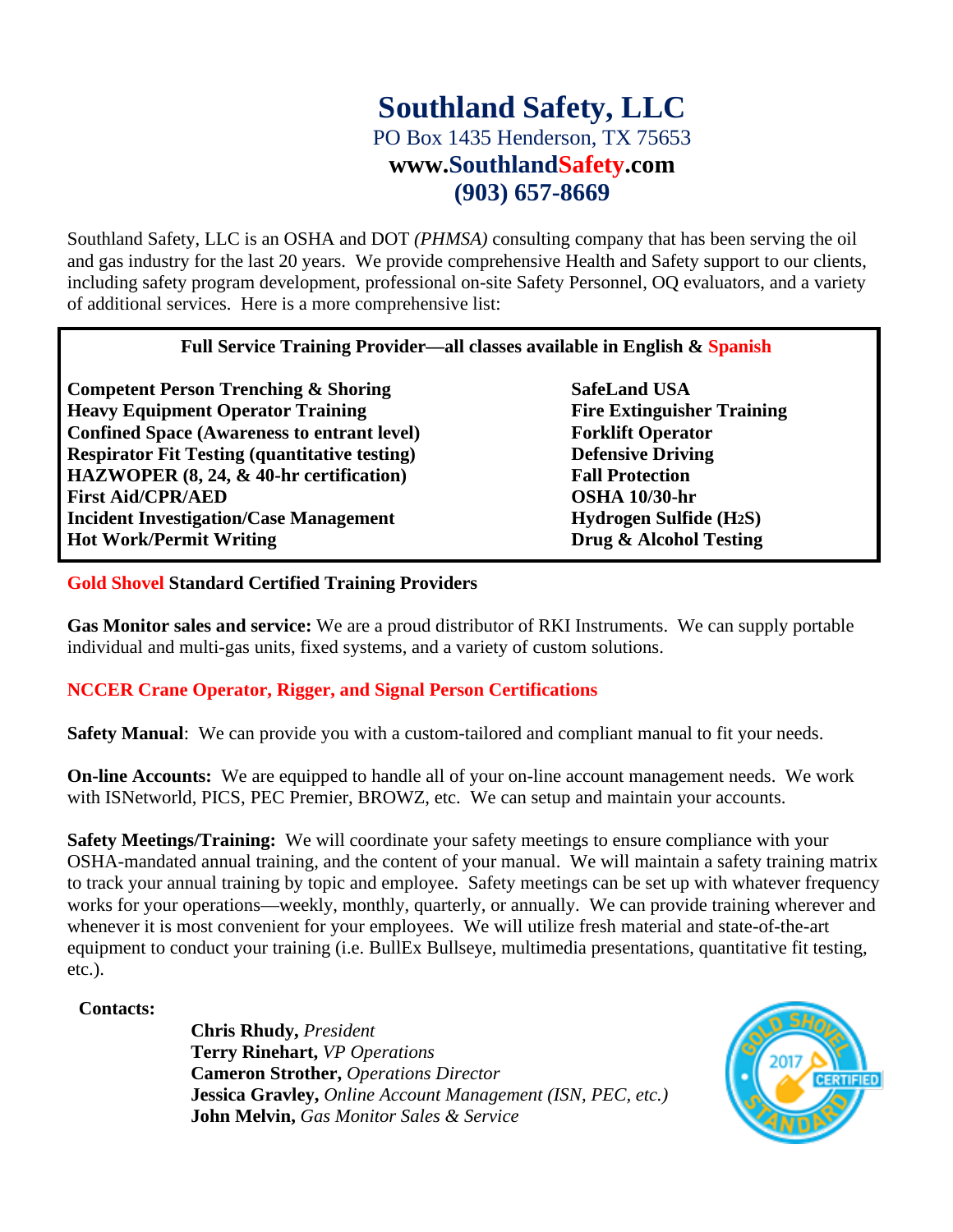# Southland Safety, LLC

PO Box 1435 Henderson, TX 75653

**www.SouthlandSafety.com**

**(903) 657-8669**

Southland Safety, LLC is an OSHA and DOT *(PHMSA)* consulting company that has been serving the oil and gas industry for the last 20 years. We provide comprehensive Health and Safety support to our clients, including safety program development, professional on-site Safety Personnel, OQ evaluators, and a variety of additional services. Here is a more comprehensive list:

**Full Service Training Provider—all classes available in English & Spanish**

- **Competent Person Trenching & Shoring**
- **Heavy Equipment Operator Training**
- **Confined Space (Awareness to entrant level)**
- **Respirator Fit Testing (quantitative testing)**
- **HAZWOPER (8, 24, & 40-hr certification)**
- **First Aid/CPR/AED**
- **Incident Investigation/Case Management**
- **Hot Work/Permit Writing**
- **SafeLand USA**
- **Fire Extinguisher Training**
- **Forklift Operator**
- **Defensive Driving**
- **Fall Protection**
- **OSHA 10/30-hr**
- **Hydrogen Sulfide ($H_2S$)**
- **Drug & Alcohol Testing**

**Gold Shovel Standard Certified Training Providers**

**Gas Monitor sales and service:** We are a proud distributor of RKI Instruments. We can supply portable individual and multi-gas units, fixed systems, and a variety of custom solutions.

**NCCER Crane Operator, Rigger, and Signal Person Certifications**

**Safety Manual**: We can provide you with a custom-tailored and compliant manual to fit your needs.

**On-line Accounts:** We are equipped to handle all of your on-line account management needs. We work with ISNetworld, PICS, PEC Premier, BROWZ, etc. We can setup and maintain your accounts.

**Safety Meetings/Training:** We will coordinate your safety meetings to ensure compliance with your OSHA-mandated annual training, and the content of your manual. We will maintain a safety training matrix to track your annual training by topic and employee. Safety meetings can be set up with whatever frequency works for your operations—weekly, monthly, quarterly, or annually. We can provide training wherever and whenever it is most convenient for your employees. We will utilize fresh material and state-of-the-art equipment to conduct your training (i.e. BullEx Bullseye, multimedia presentations, quantitative fit testing, etc.).

**Contacts:**

**Chris Rhudy,** *President*
**Terry Rinehart,** *VP Operations*
**Cameron Strother,** *Operations Director*
**Jessica Gravley,** *Online Account Management (ISN, PEC, etc.)*
**John Melvin,** *Gas Monitor Sales & Service*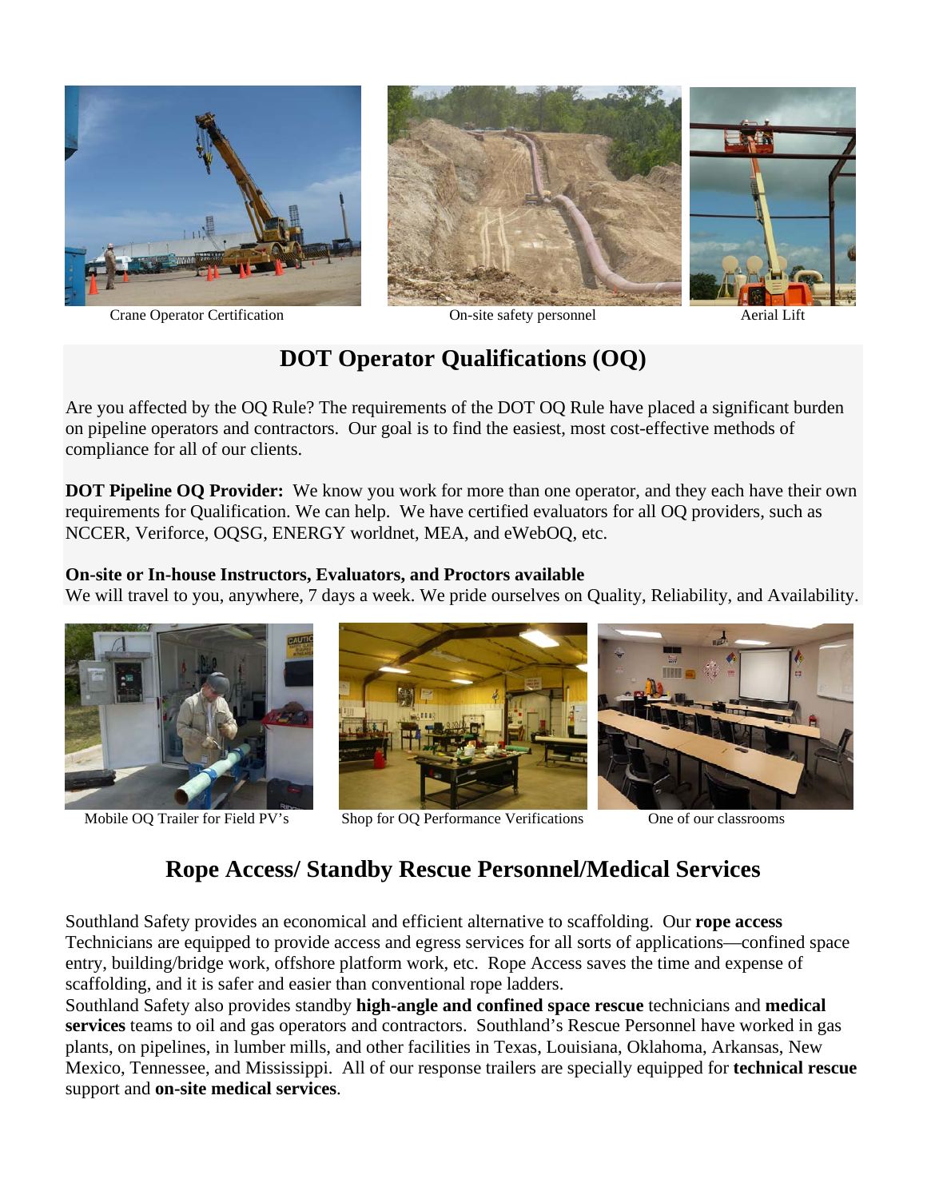Crane Operator Certification

On-site safety personnel

Aerial Lift

## DOT Operator Qualifications (OQ)

Are you affected by the OQ Rule? The requirements of the DOT OQ Rule have placed a significant burden on pipeline operators and contractors. Our goal is to find the easiest, most cost-effective methods of compliance for all of our clients.

**DOT Pipeline OQ Provider:** We know you work for more than one operator, and they each have their own requirements for Qualification. We can help. We have certified evaluators for all OQ providers, such as NCCER, Veriforce, OQSG, ENERGY worldnet, MEA, and eWebOQ, etc.

**On-site or In-house Instructors, Evaluators, and Proctors available**
We will travel to you, anywhere, 7 days a week. We pride ourselves on Quality, Reliability, and Availability.

Mobile OQ Trailer for Field PV's

Shop for OQ Performance Verifications

One of our classrooms

## Rope Access/ Standby Rescue Personnel/Medical Services

Southland Safety provides an economical and efficient alternative to scaffolding. Our **rope access** Technicians are equipped to provide access and egress services for all sorts of applications—confined space entry, building/bridge work, offshore platform work, etc. Rope Access saves the time and expense of scaffolding, and it is safer and easier than conventional rope ladders.
Southland Safety also provides standby **high-angle and confined space rescue** technicians and **medical services** teams to oil and gas operators and contractors. Southland's Rescue Personnel have worked in gas plants, on pipelines, in lumber mills, and other facilities in Texas, Louisiana, Oklahoma, Arkansas, New Mexico, Tennessee, and Mississippi. All of our response trailers are specially equipped for **technical rescue** support and **on-site medical services**.